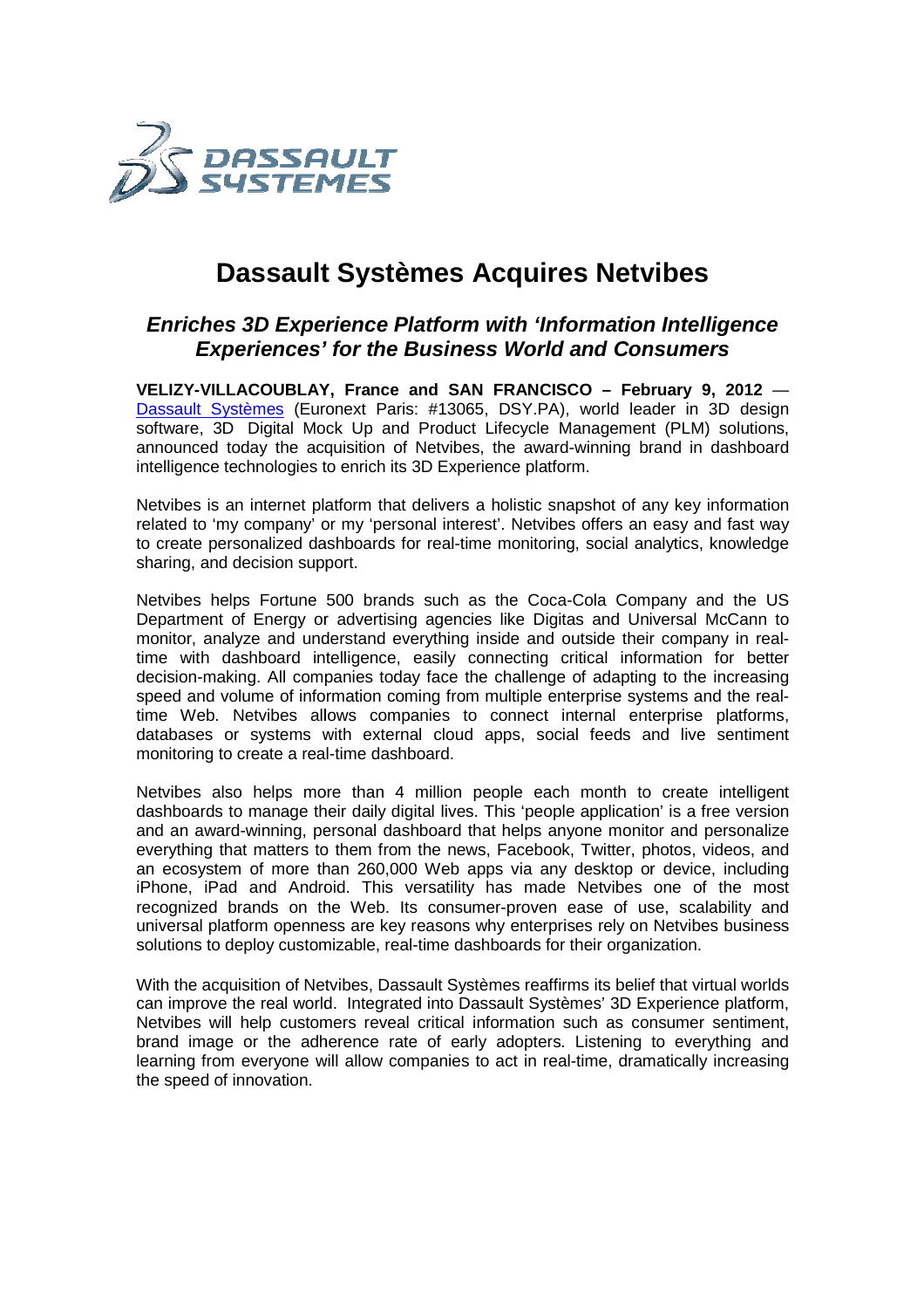# Dassault Systèmes Acquires Netvibes

## *Enriches 3D Experience Platform with 'Information Intelligence Experiences' for the Business World and Consumers*

**VELIZY-VILLACOUBLAY, France and SAN FRANCISCO – February 9, 2012** — Dassault Systèmes (Euronext Paris: #13065, DSY.PA), world leader in 3D design software, 3D Digital Mock Up and Product Lifecycle Management (PLM) solutions, announced today the acquisition of Netvibes, the award-winning brand in dashboard intelligence technologies to enrich its 3D Experience platform.

Netvibes is an internet platform that delivers a holistic snapshot of any key information related to 'my company' or my 'personal interest'. Netvibes offers an easy and fast way to create personalized dashboards for real-time monitoring, social analytics, knowledge sharing, and decision support.

Netvibes helps Fortune 500 brands such as the Coca-Cola Company and the US Department of Energy or advertising agencies like Digitas and Universal McCann to monitor, analyze and understand everything inside and outside their company in real-time with dashboard intelligence, easily connecting critical information for better decision-making. All companies today face the challenge of adapting to the increasing speed and volume of information coming from multiple enterprise systems and the real-time Web. Netvibes allows companies to connect internal enterprise platforms, databases or systems with external cloud apps, social feeds and live sentiment monitoring to create a real-time dashboard.

Netvibes also helps more than 4 million people each month to create intelligent dashboards to manage their daily digital lives. This 'people application' is a free version and an award-winning, personal dashboard that helps anyone monitor and personalize everything that matters to them from the news, Facebook, Twitter, photos, videos, and an ecosystem of more than 260,000 Web apps via any desktop or device, including iPhone, iPad and Android. This versatility has made Netvibes one of the most recognized brands on the Web. Its consumer-proven ease of use, scalability and universal platform openness are key reasons why enterprises rely on Netvibes business solutions to deploy customizable, real-time dashboards for their organization.

With the acquisition of Netvibes, Dassault Systèmes reaffirms its belief that virtual worlds can improve the real world. Integrated into Dassault Systèmes' 3D Experience platform, Netvibes will help customers reveal critical information such as consumer sentiment, brand image or the adherence rate of early adopters. Listening to everything and learning from everyone will allow companies to act in real-time, dramatically increasing the speed of innovation.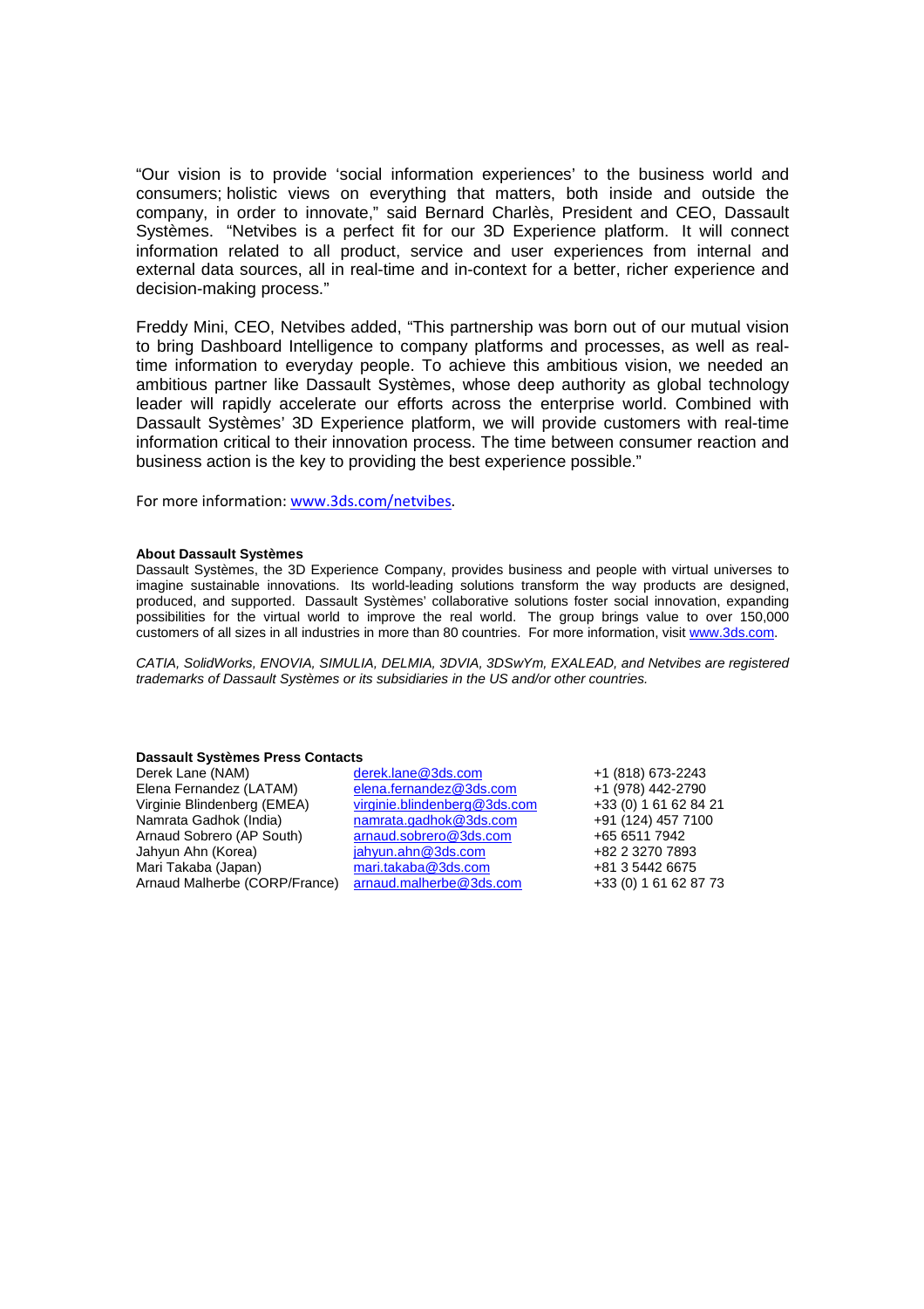"Our vision is to provide 'social information experiences' to the business world and consumers; holistic views on everything that matters, both inside and outside the company, in order to innovate," said Bernard Charlès, President and CEO, Dassault Systèmes. "Netvibes is a perfect fit for our 3D Experience platform. It will connect information related to all product, service and user experiences from internal and external data sources, all in real-time and in-context for a better, richer experience and decision-making process."

Freddy Mini, CEO, Netvibes added, "This partnership was born out of our mutual vision to bring Dashboard Intelligence to company platforms and processes, as well as real-time information to everyday people. To achieve this ambitious vision, we needed an ambitious partner like Dassault Systèmes, whose deep authority as global technology leader will rapidly accelerate our efforts across the enterprise world. Combined with Dassault Systèmes' 3D Experience platform, we will provide customers with real-time information critical to their innovation process. The time between consumer reaction and business action is the key to providing the best experience possible."

For more information: www.3ds.com/netvibes.

**About Dassault Systèmes**

Dassault Systèmes, the 3D Experience Company, provides business and people with virtual universes to imagine sustainable innovations. Its world-leading solutions transform the way products are designed, produced, and supported. Dassault Systèmes' collaborative solutions foster social innovation, expanding possibilities for the virtual world to improve the real world. The group brings value to over 150,000 customers of all sizes in all industries in more than 80 countries. For more information, visit www.3ds.com.

*CATIA, SolidWorks, ENOVIA, SIMULIA, DELMIA, 3DVIA, 3DSwYm, EXALEAD, and Netvibes are registered trademarks of Dassault Systèmes or its subsidiaries in the US and/or other countries.*

**Dassault Systèmes Press Contacts**

| | | |
|---|---|---|
| Derek Lane (NAM) | derek.lane@3ds.com | +1 (818) 673-2243 |
| Elena Fernandez (LATAM) | elena.fernandez@3ds.com | +1 (978) 442-2790 |
| Virginie Blindenberg (EMEA) | virginie.blindenberg@3ds.com | +33 (0) 1 61 62 84 21 |
| Namrata Gadhok (India) | namrata.gadhok@3ds.com | +91 (124) 457 7100 |
| Arnaud Sobrero (AP South) | arnaud.sobrero@3ds.com | +65 6511 7942 |
| Jahyun Ahn (Korea) | jahyun.ahn@3ds.com | +82 2 3270 7893 |
| Mari Takaba (Japan) | mari.takaba@3ds.com | +81 3 5442 6675 |
| Arnaud Malherbe (CORP/France) | arnaud.malherbe@3ds.com | +33 (0) 1 61 62 87 73 |